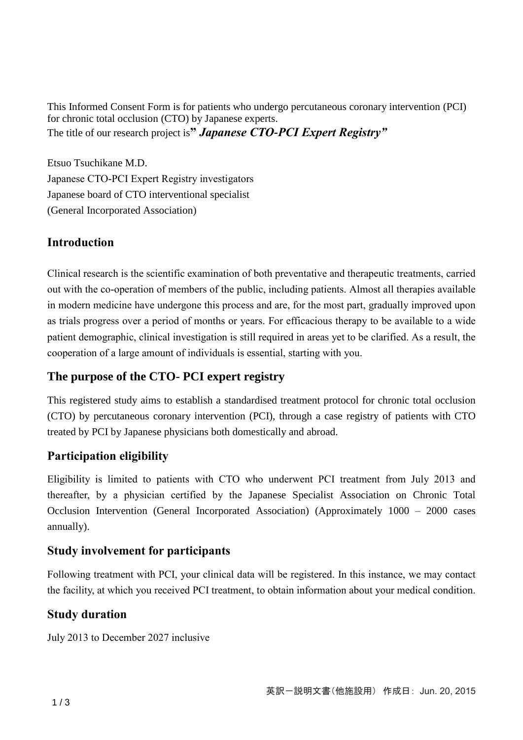This Informed Consent Form is for patients who undergo percutaneous coronary intervention (PCI) for chronic total occlusion (CTO) by Japanese experts.
The title of our research project is ***" Japanese CTO-PCI Expert Registry"***

Etsuo Tsuchikane M.D.
Japanese CTO-PCI Expert Registry investigators
Japanese board of CTO interventional specialist
(General Incorporated Association)

## Introduction

Clinical research is the scientific examination of both preventative and therapeutic treatments, carried out with the co-operation of members of the public, including patients. Almost all therapies available in modern medicine have undergone this process and are, for the most part, gradually improved upon as trials progress over a period of months or years. For efficacious therapy to be available to a wide patient demographic, clinical investigation is still required in areas yet to be clarified. As a result, the cooperation of a large amount of individuals is essential, starting with you.

## The purpose of the CTO- PCI expert registry

This registered study aims to establish a standardised treatment protocol for chronic total occlusion (CTO) by percutaneous coronary intervention (PCI), through a case registry of patients with CTO treated by PCI by Japanese physicians both domestically and abroad.

## Participation eligibility

Eligibility is limited to patients with CTO who underwent PCI treatment from July 2013 and thereafter, by a physician certified by the Japanese Specialist Association on Chronic Total Occlusion Intervention (General Incorporated Association) (Approximately 1000 – 2000 cases annually).

## Study involvement for participants

Following treatment with PCI, your clinical data will be registered. In this instance, we may contact the facility, at which you received PCI treatment, to obtain information about your medical condition.

## Study duration

July 2013 to December 2027 inclusive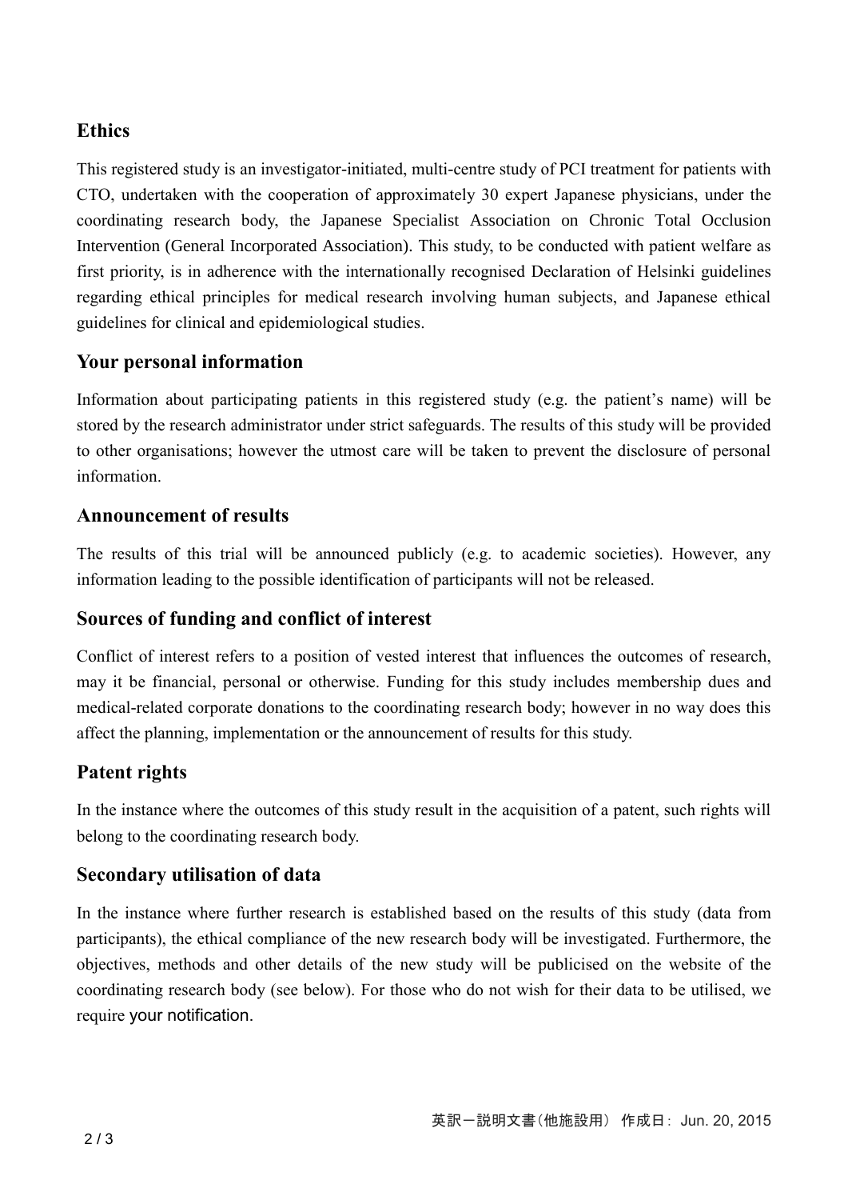## Ethics

This registered study is an investigator-initiated, multi-centre study of PCI treatment for patients with CTO, undertaken with the cooperation of approximately 30 expert Japanese physicians, under the coordinating research body, the Japanese Specialist Association on Chronic Total Occlusion Intervention (General Incorporated Association). This study, to be conducted with patient welfare as first priority, is in adherence with the internationally recognised Declaration of Helsinki guidelines regarding ethical principles for medical research involving human subjects, and Japanese ethical guidelines for clinical and epidemiological studies.

## Your personal information

Information about participating patients in this registered study (e.g. the patient's name) will be stored by the research administrator under strict safeguards. The results of this study will be provided to other organisations; however the utmost care will be taken to prevent the disclosure of personal information.

## Announcement of results

The results of this trial will be announced publicly (e.g. to academic societies). However, any information leading to the possible identification of participants will not be released.

## Sources of funding and conflict of interest

Conflict of interest refers to a position of vested interest that influences the outcomes of research, may it be financial, personal or otherwise. Funding for this study includes membership dues and medical-related corporate donations to the coordinating research body; however in no way does this affect the planning, implementation or the announcement of results for this study.

## Patent rights

In the instance where the outcomes of this study result in the acquisition of a patent, such rights will belong to the coordinating research body.

## Secondary utilisation of data

In the instance where further research is established based on the results of this study (data from participants), the ethical compliance of the new research body will be investigated. Furthermore, the objectives, methods and other details of the new study will be publicised on the website of the coordinating research body (see below). For those who do not wish for their data to be utilised, we require your notification.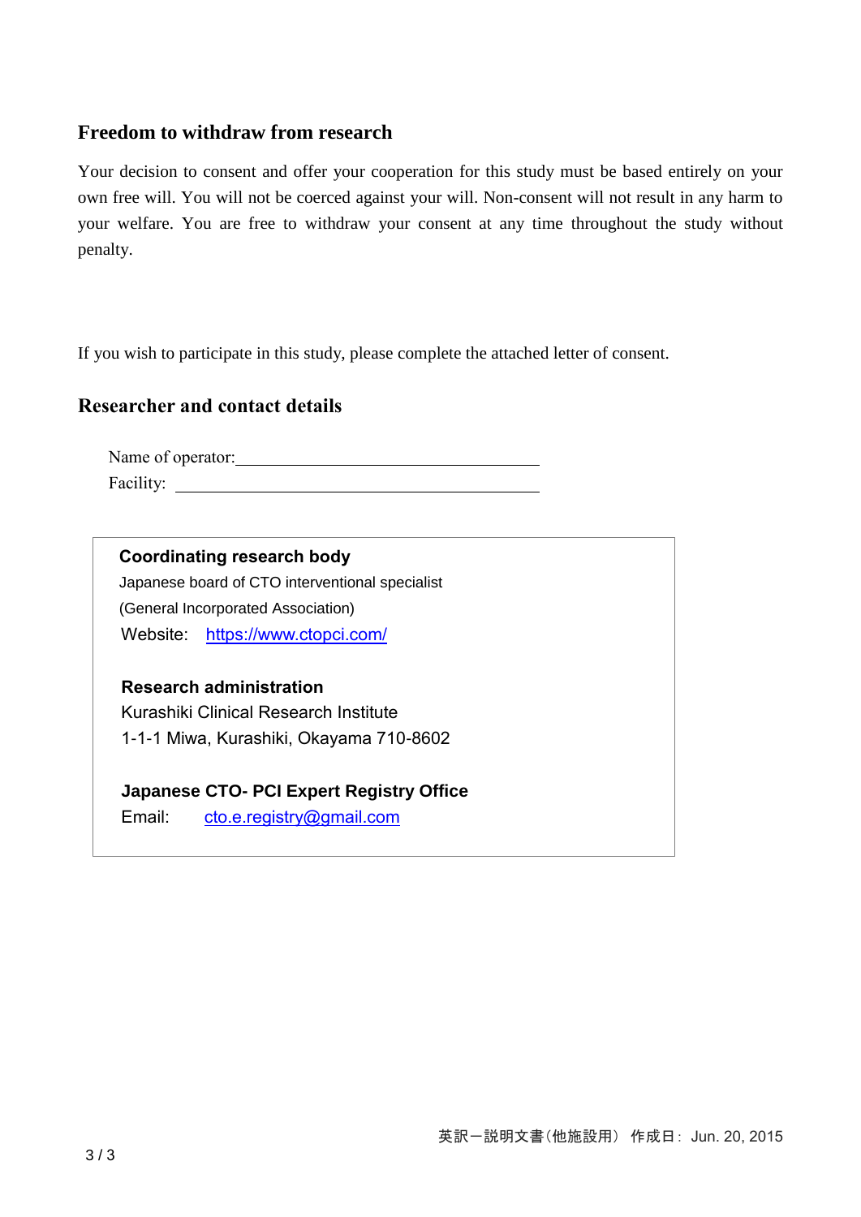## Freedom to withdraw from research

Your decision to consent and offer your cooperation for this study must be based entirely on your own free will. You will not be coerced against your will. Non-consent will not result in any harm to your welfare. You are free to withdraw your consent at any time throughout the study without penalty.

If you wish to participate in this study, please complete the attached letter of consent.

## Researcher and contact details

Name of operator:\_\_\_\_\_\_\_\_\_\_\_\_\_\_\_\_\_\_\_\_\_\_\_\_\_\_\_\_\_\_\_\_\_\_

Facility: \_\_\_\_\_\_\_\_\_\_\_\_\_\_\_\_\_\_\_\_\_\_\_\_\_\_\_\_\_\_\_\_\_\_\_\_\_\_

**Coordinating research body**

Japanese board of CTO interventional specialist

(General Incorporated Association)

Website: https://www.ctopci.com/

**Research administration**

Kurashiki Clinical Research Institute

1-1-1 Miwa, Kurashiki, Okayama 710-8602

**Japanese CTO- PCI Expert Registry Office**

Email: cto.e.registry@gmail.com

英訳ー説明文書（他施設用） 作成日: Jun. 20, 2015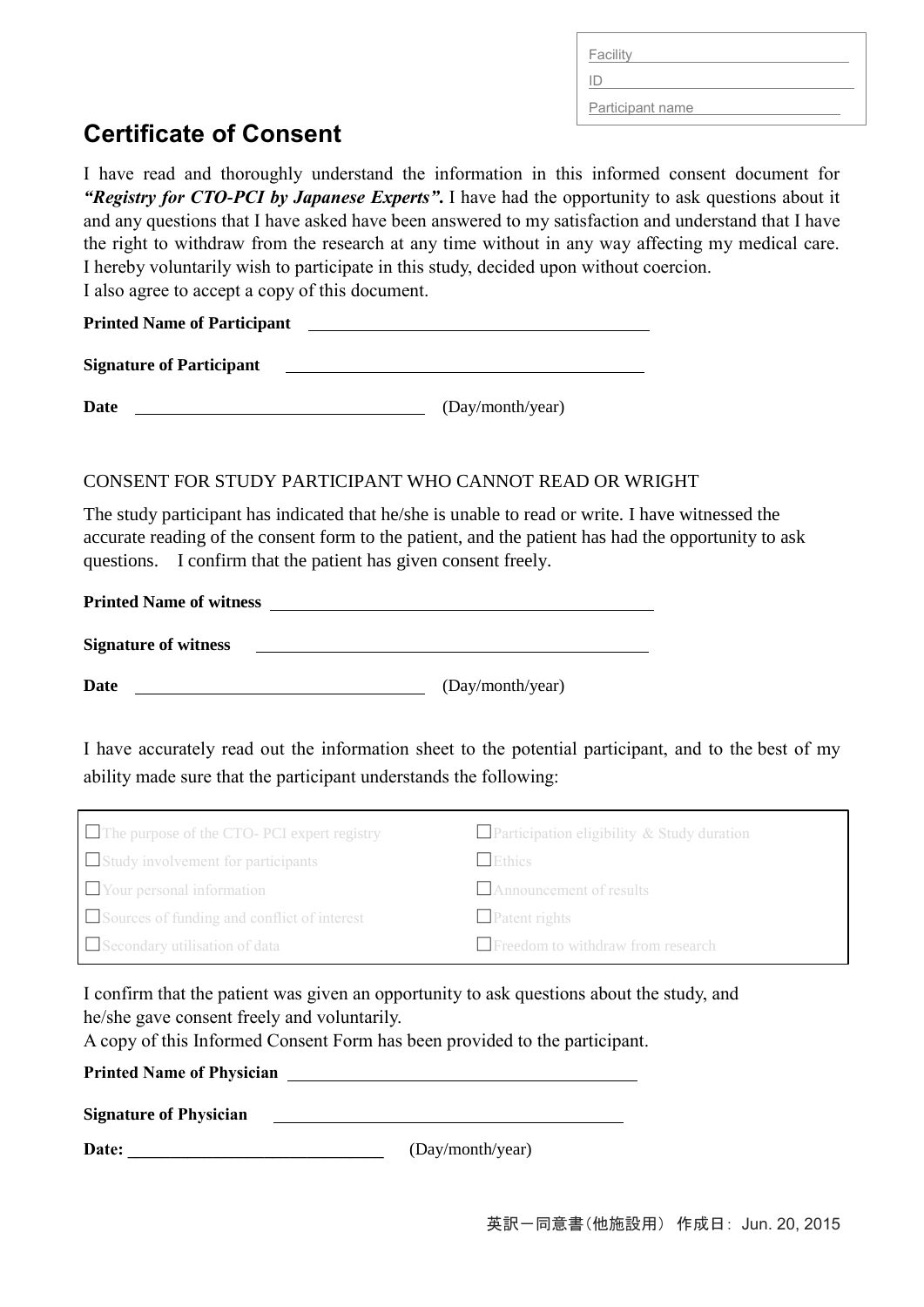| |
|---|
| Facility |
| ID |
| Participant name |

## Certificate of Consent

I have read and thoroughly understand the information in this informed consent document for ***"Registry for CTO-PCI by Japanese Experts".*** I have had the opportunity to ask questions about it and any questions that I have asked have been answered to my satisfaction and understand that I have the right to withdraw from the research at any time without in any way affecting my medical care. I hereby voluntarily wish to participate in this study, decided upon without coercion.
I also agree to accept a copy of this document.

**Printed Name of Participant** ______________________________

**Signature of Participant** ______________________________

**Date** ______________________ (Day/month/year)

CONSENT FOR STUDY PARTICIPANT WHO CANNOT READ OR WRIGHT

The study participant has indicated that he/she is unable to read or write. I have witnessed the accurate reading of the consent form to the patient, and the patient has had the opportunity to ask questions. I confirm that the patient has given consent freely.

**Printed Name of witness** ______________________________

**Signature of witness** ______________________________

**Date** ______________________ (Day/month/year)

I have accurately read out the information sheet to the potential participant, and to the best of my ability made sure that the participant understands the following:

| | |
|---|---|
| ☐The purpose of the CTO- PCI expert registry | ☐Participation eligibility & Study duration |
| ☐Study involvement for participants | ☐Ethics |
| ☐Your personal information | ☐Announcement of results |
| ☐Sources of funding and conflict of interest | ☐Patent rights |
| ☐Secondary utilisation of data | ☐Freedom to withdraw from research |

I confirm that the patient was given an opportunity to ask questions about the study, and he/she gave consent freely and voluntarily.
A copy of this Informed Consent Form has been provided to the participant.

**Printed Name of Physician** ______________________________

**Signature of Physician** ______________________________

**Date:** ______________________ (Day/month/year)

英訳－同意書（他施設用） 作成日：Jun. 20, 2015